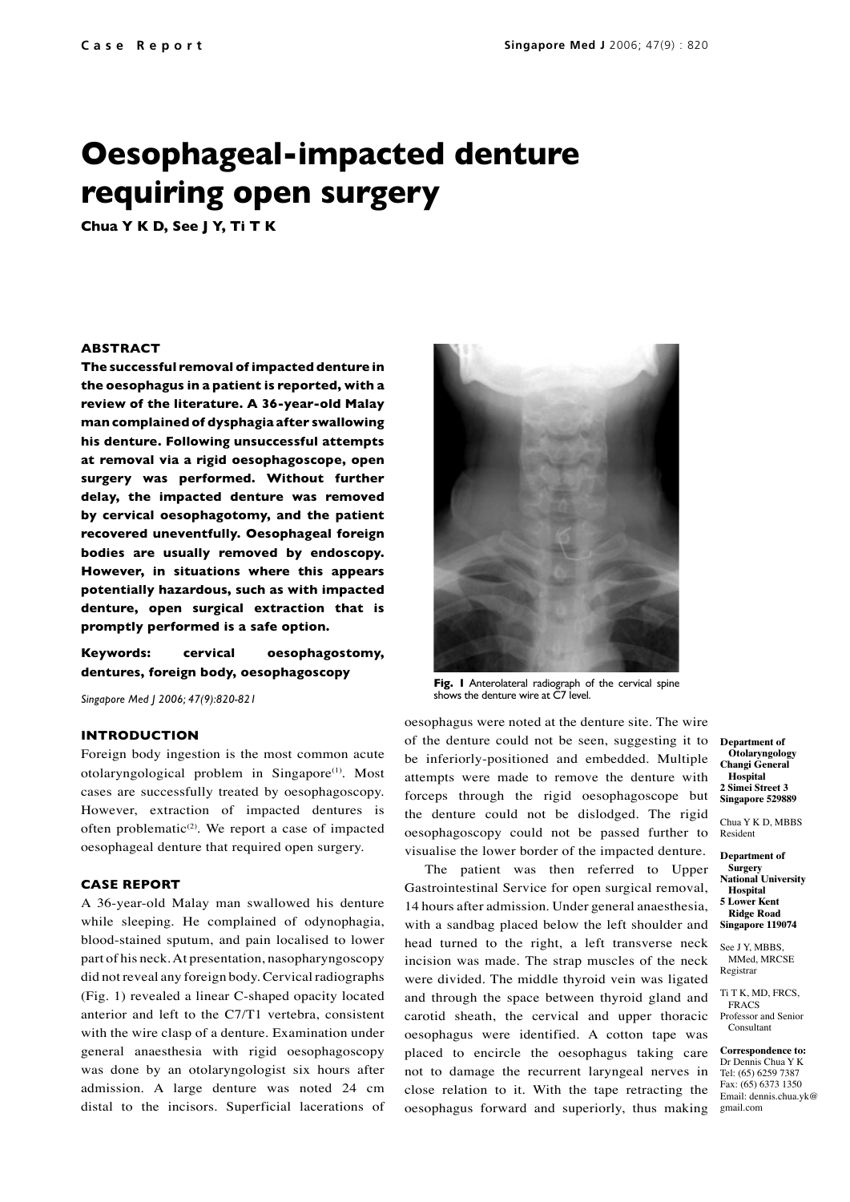Case Report

# Oesophageal-impacted denture requiring open surgery

**Chua Y K D, See J Y, Ti T K**

Department of Otolaryngology
Changi General Hospital
2 Simei Street 3
Singapore 529889

Chua Y K D, MBBS
Resident

Department of Surgery
National University Hospital
5 Lower Kent Ridge Road
Singapore 119074

See J Y, MBBS, MMed, MRCSE
Registrar

Ti T K, MD, FRCS, FRACS
Professor and Senior Consultant

Correspondence to:
Dr Dennis Chua Y K
Tel: (65) 6259 7387
Fax: (65) 6373 1350
Email: dennis.chua.yk@gmail.com

### ABSTRACT

**The successful removal of impacted denture in the oesophagus in a patient is reported, with a review of the literature. A 36-year-old Malay man complained of dysphagia after swallowing his denture. Following unsuccessful attempts at removal via a rigid oesophagoscope, open surgery was performed. Without further delay, the impacted denture was removed by cervical oesophagotomy, and the patient recovered uneventfully. Oesophageal foreign bodies are usually removed by endoscopy. However, in situations where this appears potentially hazardous, such as with impacted denture, open surgical extraction that is promptly performed is a safe option.**

**Keywords: cervical oesophagostomy, dentures, foreign body, oesophagoscopy**

*Singapore Med J 2006; 47(9):820-821*

### INTRODUCTION

Foreign body ingestion is the most common acute otolaryngological problem in Singapore[1]. Most cases are successfully treated by oesophagoscopy. However, extraction of impacted dentures is often problematic[2]. We report a case of impacted oesophageal denture that required open surgery.

### CASE REPORT

A 36-year-old Malay man swallowed his denture while sleeping. He complained of odynophagia, blood-stained sputum, and pain localised to lower part of his neck. At presentation, nasopharyngoscopy did not reveal any foreign body. Cervical radiographs (Fig. 1) revealed a linear C-shaped opacity located anterior and left to the C7/T1 vertebra, consistent with the wire clasp of a denture. Examination under general anaesthesia with rigid oesophagoscopy was done by an otolaryngologist six hours after admission. A large denture was noted 24 cm distal to the incisors. Superficial lacerations of oesophagus were noted at the denture site. The wire of the denture could not be seen, suggesting it to be inferiorly-positioned and embedded. Multiple attempts were made to remove the denture with forceps through the rigid oesophagoscope but the denture could not be dislodged. The rigid oesophagoscopy could not be passed further to visualise the lower border of the impacted denture.

**Fig. 1** Anterolateral radiograph of the cervical spine shows the denture wire at C7 level.

The patient was then referred to Upper Gastrointestinal Service for open surgical removal, 14 hours after admission. Under general anaesthesia, with a sandbag placed below the left shoulder and head turned to the right, a left transverse neck incision was made. The strap muscles of the neck were divided. The middle thyroid vein was ligated and through the space between thyroid gland and carotid sheath, the cervical and upper thoracic oesophagus were identified. A cotton tape was placed to encircle the oesophagus taking care not to damage the recurrent laryngeal nerves in close relation to it. With the tape retracting the oesophagus forward and superiorly, thus making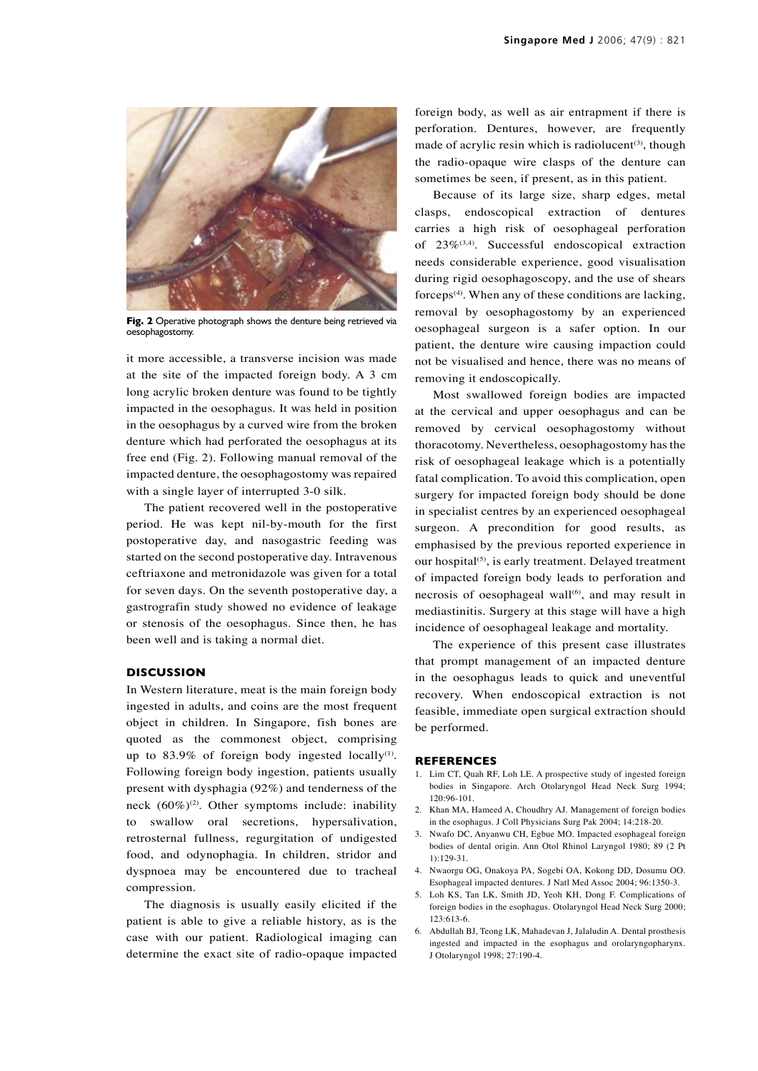Fig. 2 Operative photograph shows the denture being retrieved via oesophagostomy.

it more accessible, a transverse incision was made at the site of the impacted foreign body. A 3 cm long acrylic broken denture was found to be tightly impacted in the oesophagus. It was held in position in the oesophagus by a curved wire from the broken denture which had perforated the oesophagus at its free end (Fig. 2). Following manual removal of the impacted denture, the oesophagostomy was repaired with a single layer of interrupted 3-0 silk.

The patient recovered well in the postoperative period. He was kept nil-by-mouth for the first postoperative day, and nasogastric feeding was started on the second postoperative day. Intravenous ceftriaxone and metronidazole was given for a total for seven days. On the seventh postoperative day, a gastrografin study showed no evidence of leakage or stenosis of the oesophagus. Since then, he has been well and is taking a normal diet.

## DISCUSSION

In Western literature, meat is the main foreign body ingested in adults, and coins are the most frequent object in children. In Singapore, fish bones are quoted as the commonest object, comprising up to 83.9% of foreign body ingested locally[1]. Following foreign body ingestion, patients usually present with dysphagia (92%) and tenderness of the neck (60%)[2]. Other symptoms include: inability to swallow oral secretions, hypersalivation, retrosternal fullness, regurgitation of undigested food, and odynophagia. In children, stridor and dyspnoea may be encountered due to tracheal compression.

The diagnosis is usually easily elicited if the patient is able to give a reliable history, as is the case with our patient. Radiological imaging can determine the exact site of radio-opaque impacted foreign body, as well as air entrapment if there is perforation. Dentures, however, are frequently made of acrylic resin which is radiolucent[3], though the radio-opaque wire clasps of the denture can sometimes be seen, if present, as in this patient.

Because of its large size, sharp edges, metal clasps, endoscopical extraction of dentures carries a high risk of oesophageal perforation of 23%[3,4]. Successful endoscopical extraction needs considerable experience, good visualisation during rigid oesophagoscopy, and the use of shears forceps[4]. When any of these conditions are lacking, removal by oesophagostomy by an experienced oesophageal surgeon is a safer option. In our patient, the denture wire causing impaction could not be visualised and hence, there was no means of removing it endoscopically.

Most swallowed foreign bodies are impacted at the cervical and upper oesophagus and can be removed by cervical oesophagostomy without thoracotomy. Nevertheless, oesophagostomy has the risk of oesophageal leakage which is a potentially fatal complication. To avoid this complication, open surgery for impacted foreign body should be done in specialist centres by an experienced oesophageal surgeon. A precondition for good results, as emphasised by the previous reported experience in our hospital[5], is early treatment. Delayed treatment of impacted foreign body leads to perforation and necrosis of oesophageal wall[6], and may result in mediastinitis. Surgery at this stage will have a high incidence of oesophageal leakage and mortality.

The experience of this present case illustrates that prompt management of an impacted denture in the oesophagus leads to quick and uneventful recovery. When endoscopical extraction is not feasible, immediate open surgical extraction should be performed.

## REFERENCES

1. Lim CT, Quah RF, Loh LE. A prospective study of ingested foreign bodies in Singapore. Arch Otolaryngol Head Neck Surg 1994; 120:96-101.
2. Khan MA, Hameed A, Choudhry AJ. Management of foreign bodies in the esophagus. J Coll Physicians Surg Pak 2004; 14:218-20.
3. Nwafo DC, Anyanwu CH, Egbue MO. Impacted esophageal foreign bodies of dental origin. Ann Otol Rhinol Laryngol 1980; 89 (2 Pt 1):129-31.
4. Nwaorgu OG, Onakoya PA, Sogebi OA, Kokong DD, Dosumu OO. Esophageal impacted dentures. J Natl Med Assoc 2004; 96:1350-3.
5. Loh KS, Tan LK, Smith JD, Yeoh KH, Dong F. Complications of foreign bodies in the esophagus. Otolaryngol Head Neck Surg 2000; 123:613-6.
6. Abdullah BJ, Teong LK, Mahadevan J, Jalaludin A. Dental prosthesis ingested and impacted in the esophagus and orolaryngopharynx. J Otolaryngol 1998; 27:190-4.